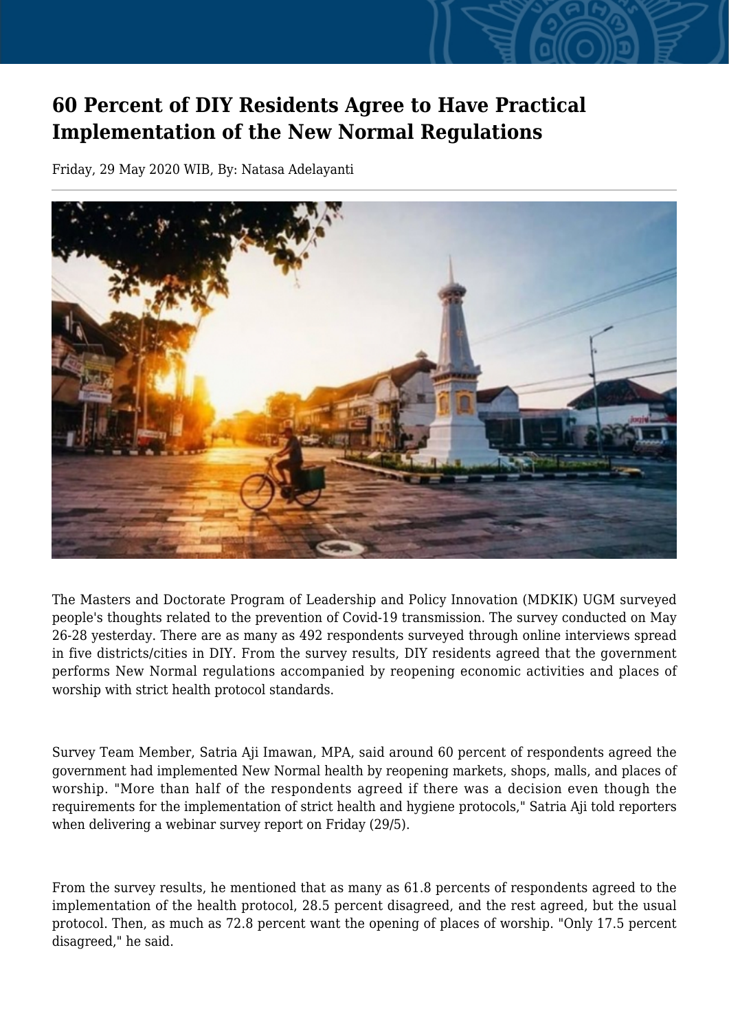# 60 Percent of DIY Residents Agree to Have Practical Implementation of the New Normal Regulations

Friday, 29 May 2020 WIB, By: Natasa Adelayanti

The Masters and Doctorate Program of Leadership and Policy Innovation (MDKIK) UGM surveyed people's thoughts related to the prevention of Covid-19 transmission. The survey conducted on May 26-28 yesterday. There are as many as 492 respondents surveyed through online interviews spread in five districts/cities in DIY. From the survey results, DIY residents agreed that the government performs New Normal regulations accompanied by reopening economic activities and places of worship with strict health protocol standards.

Survey Team Member, Satria Aji Imawan, MPA, said around 60 percent of respondents agreed the government had implemented New Normal health by reopening markets, shops, malls, and places of worship. "More than half of the respondents agreed if there was a decision even though the requirements for the implementation of strict health and hygiene protocols," Satria Aji told reporters when delivering a webinar survey report on Friday (29/5).

From the survey results, he mentioned that as many as 61.8 percents of respondents agreed to the implementation of the health protocol, 28.5 percent disagreed, and the rest agreed, but the usual protocol. Then, as much as 72.8 percent want the opening of places of worship. "Only 17.5 percent disagreed," he said.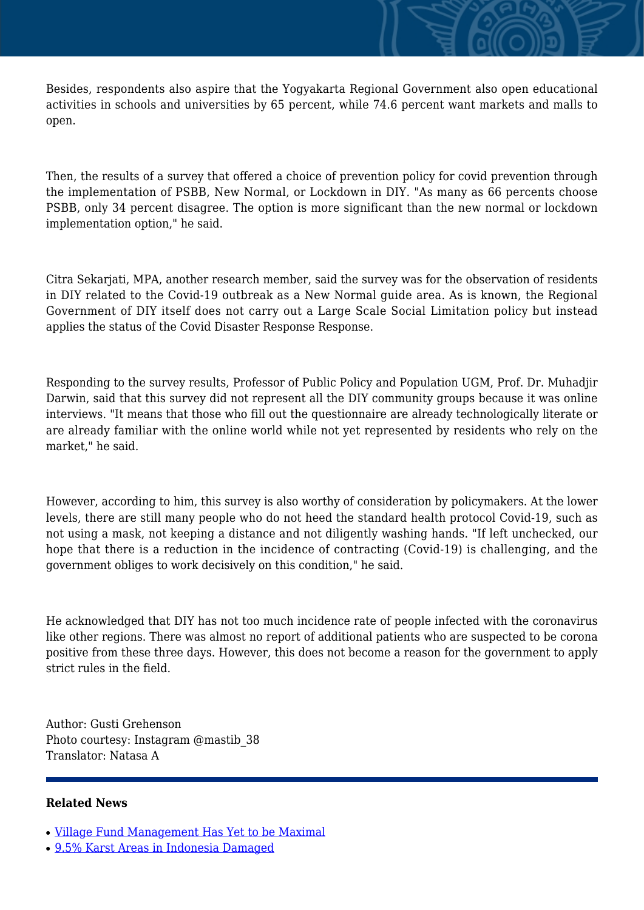Besides, respondents also aspire that the Yogyakarta Regional Government also open educational activities in schools and universities by 65 percent, while 74.6 percent want markets and malls to open.

Then, the results of a survey that offered a choice of prevention policy for covid prevention through the implementation of PSBB, New Normal, or Lockdown in DIY. "As many as 66 percents choose PSBB, only 34 percent disagree. The option is more significant than the new normal or lockdown implementation option," he said.

Citra Sekarjati, MPA, another research member, said the survey was for the observation of residents in DIY related to the Covid-19 outbreak as a New Normal guide area. As is known, the Regional Government of DIY itself does not carry out a Large Scale Social Limitation policy but instead applies the status of the Covid Disaster Response Response.

Responding to the survey results, Professor of Public Policy and Population UGM, Prof. Dr. Muhadjir Darwin, said that this survey did not represent all the DIY community groups because it was online interviews. "It means that those who fill out the questionnaire are already technologically literate or are already familiar with the online world while not yet represented by residents who rely on the market," he said.

However, according to him, this survey is also worthy of consideration by policymakers. At the lower levels, there are still many people who do not heed the standard health protocol Covid-19, such as not using a mask, not keeping a distance and not diligently washing hands. "If left unchecked, our hope that there is a reduction in the incidence of contracting (Covid-19) is challenging, and the government obliges to work decisively on this condition," he said.

He acknowledged that DIY has not too much incidence rate of people infected with the coronavirus like other regions. There was almost no report of additional patients who are suspected to be corona positive from these three days. However, this does not become a reason for the government to apply strict rules in the field.

Author: Gusti Grehenson
Photo courtesy: Instagram @mastib_38
Translator: Natasa A

---

**Related News**

- Village Fund Management Has Yet to be Maximal
- 9.5% Karst Areas in Indonesia Damaged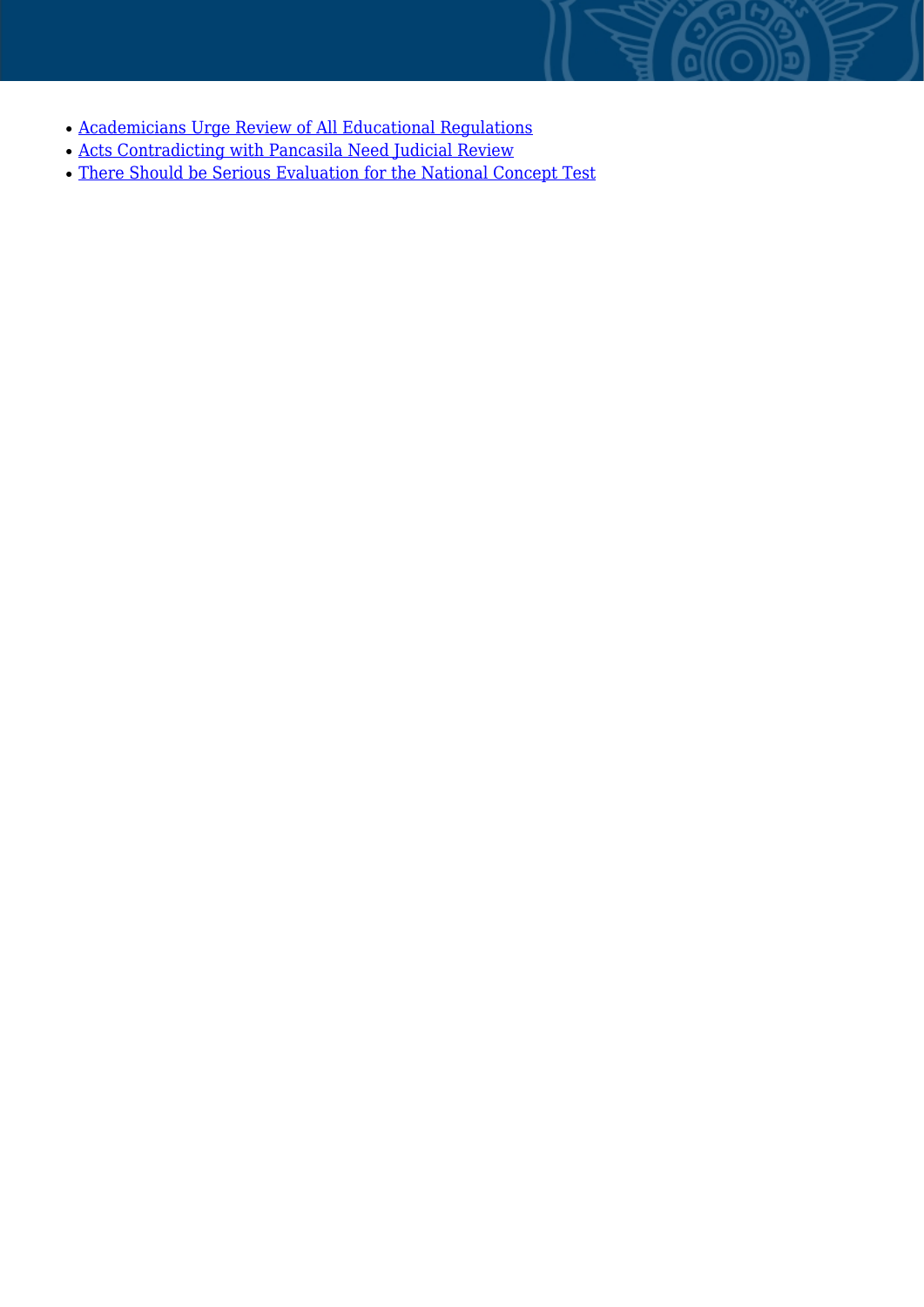- Academicians Urge Review of All Educational Regulations
- Acts Contradicting with Pancasila Need Judicial Review
- There Should be Serious Evaluation for the National Concept Test